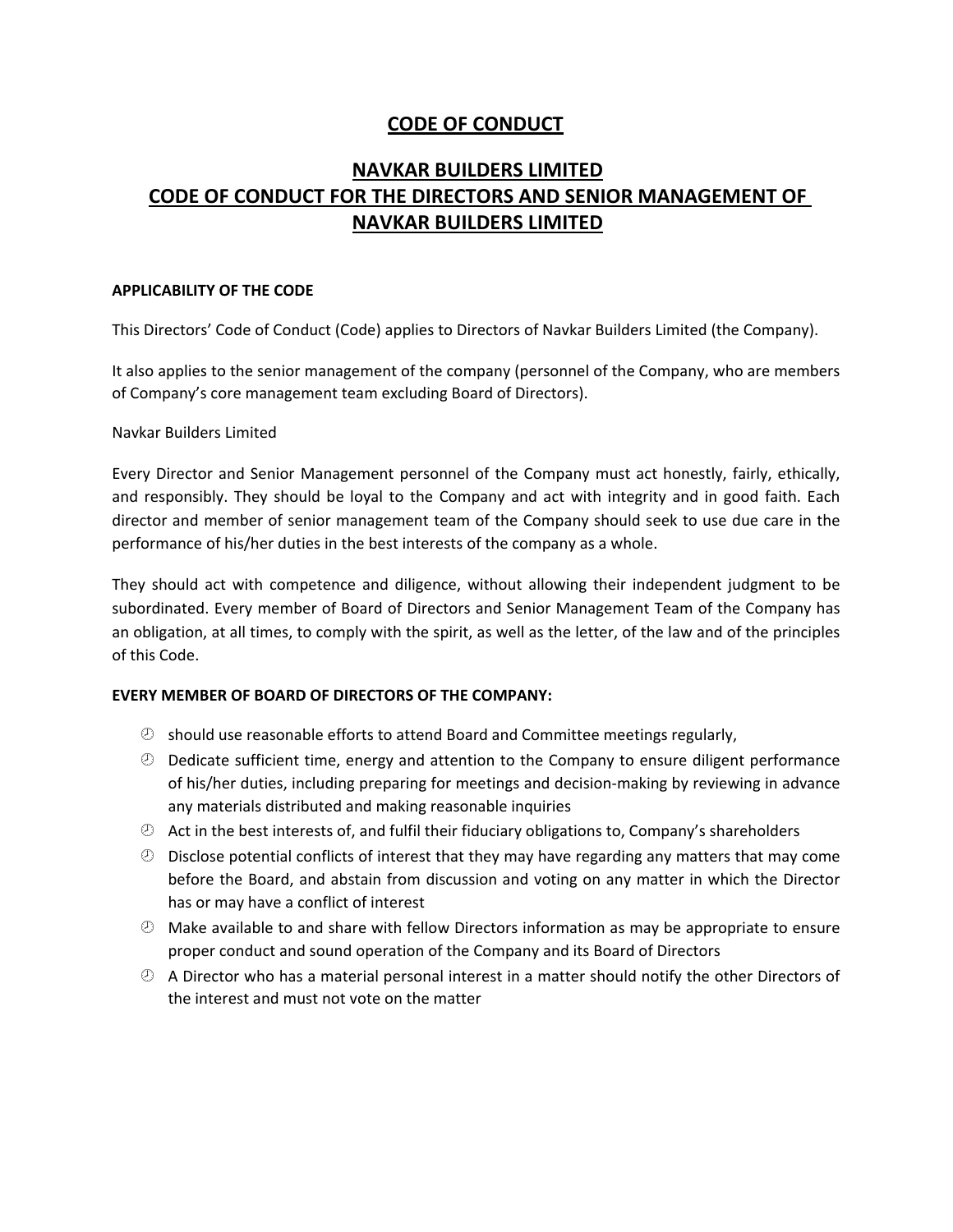# CODE OF CONDUCT

## NAVKAR BUILDERS LIMITED
## CODE OF CONDUCT FOR THE DIRECTORS AND SENIOR MANAGEMENT OF NAVKAR BUILDERS LIMITED

**APPLICABILITY OF THE CODE**

This Directors' Code of Conduct (Code) applies to Directors of Navkar Builders Limited (the Company).

It also applies to the senior management of the company (personnel of the Company, who are members of Company's core management team excluding Board of Directors).

Navkar Builders Limited

Every Director and Senior Management personnel of the Company must act honestly, fairly, ethically, and responsibly. They should be loyal to the Company and act with integrity and in good faith. Each director and member of senior management team of the Company should seek to use due care in the performance of his/her duties in the best interests of the company as a whole.

They should act with competence and diligence, without allowing their independent judgment to be subordinated. Every member of Board of Directors and Senior Management Team of the Company has an obligation, at all times, to comply with the spirit, as well as the letter, of the law and of the principles of this Code.

**EVERY MEMBER OF BOARD OF DIRECTORS OF THE COMPANY:**

- should use reasonable efforts to attend Board and Committee meetings regularly,
- Dedicate sufficient time, energy and attention to the Company to ensure diligent performance of his/her duties, including preparing for meetings and decision-making by reviewing in advance any materials distributed and making reasonable inquiries
- Act in the best interests of, and fulfil their fiduciary obligations to, Company's shareholders
- Disclose potential conflicts of interest that they may have regarding any matters that may come before the Board, and abstain from discussion and voting on any matter in which the Director has or may have a conflict of interest
- Make available to and share with fellow Directors information as may be appropriate to ensure proper conduct and sound operation of the Company and its Board of Directors
- A Director who has a material personal interest in a matter should notify the other Directors of the interest and must not vote on the matter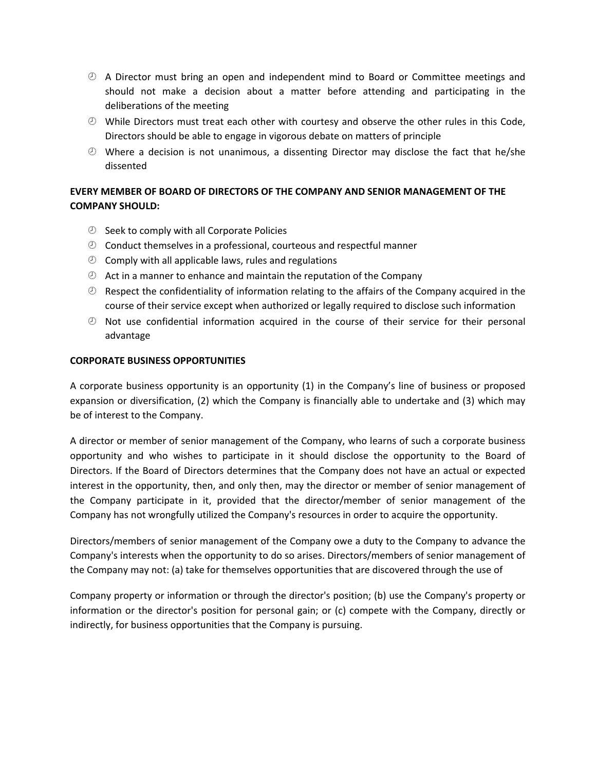- A Director must bring an open and independent mind to Board or Committee meetings and should not make a decision about a matter before attending and participating in the deliberations of the meeting
- While Directors must treat each other with courtesy and observe the other rules in this Code, Directors should be able to engage in vigorous debate on matters of principle
- Where a decision is not unanimous, a dissenting Director may disclose the fact that he/she dissented

**EVERY MEMBER OF BOARD OF DIRECTORS OF THE COMPANY AND SENIOR MANAGEMENT OF THE COMPANY SHOULD:**

- Seek to comply with all Corporate Policies
- Conduct themselves in a professional, courteous and respectful manner
- Comply with all applicable laws, rules and regulations
- Act in a manner to enhance and maintain the reputation of the Company
- Respect the confidentiality of information relating to the affairs of the Company acquired in the course of their service except when authorized or legally required to disclose such information
- Not use confidential information acquired in the course of their service for their personal advantage

**CORPORATE BUSINESS OPPORTUNITIES**

A corporate business opportunity is an opportunity (1) in the Company's line of business or proposed expansion or diversification, (2) which the Company is financially able to undertake and (3) which may be of interest to the Company.

A director or member of senior management of the Company, who learns of such a corporate business opportunity and who wishes to participate in it should disclose the opportunity to the Board of Directors. If the Board of Directors determines that the Company does not have an actual or expected interest in the opportunity, then, and only then, may the director or member of senior management of the Company participate in it, provided that the director/member of senior management of the Company has not wrongfully utilized the Company's resources in order to acquire the opportunity.

Directors/members of senior management of the Company owe a duty to the Company to advance the Company's interests when the opportunity to do so arises. Directors/members of senior management of the Company may not: (a) take for themselves opportunities that are discovered through the use of Company property or information or through the director's position; (b) use the Company's property or information or the director's position for personal gain; or (c) compete with the Company, directly or indirectly, for business opportunities that the Company is pursuing.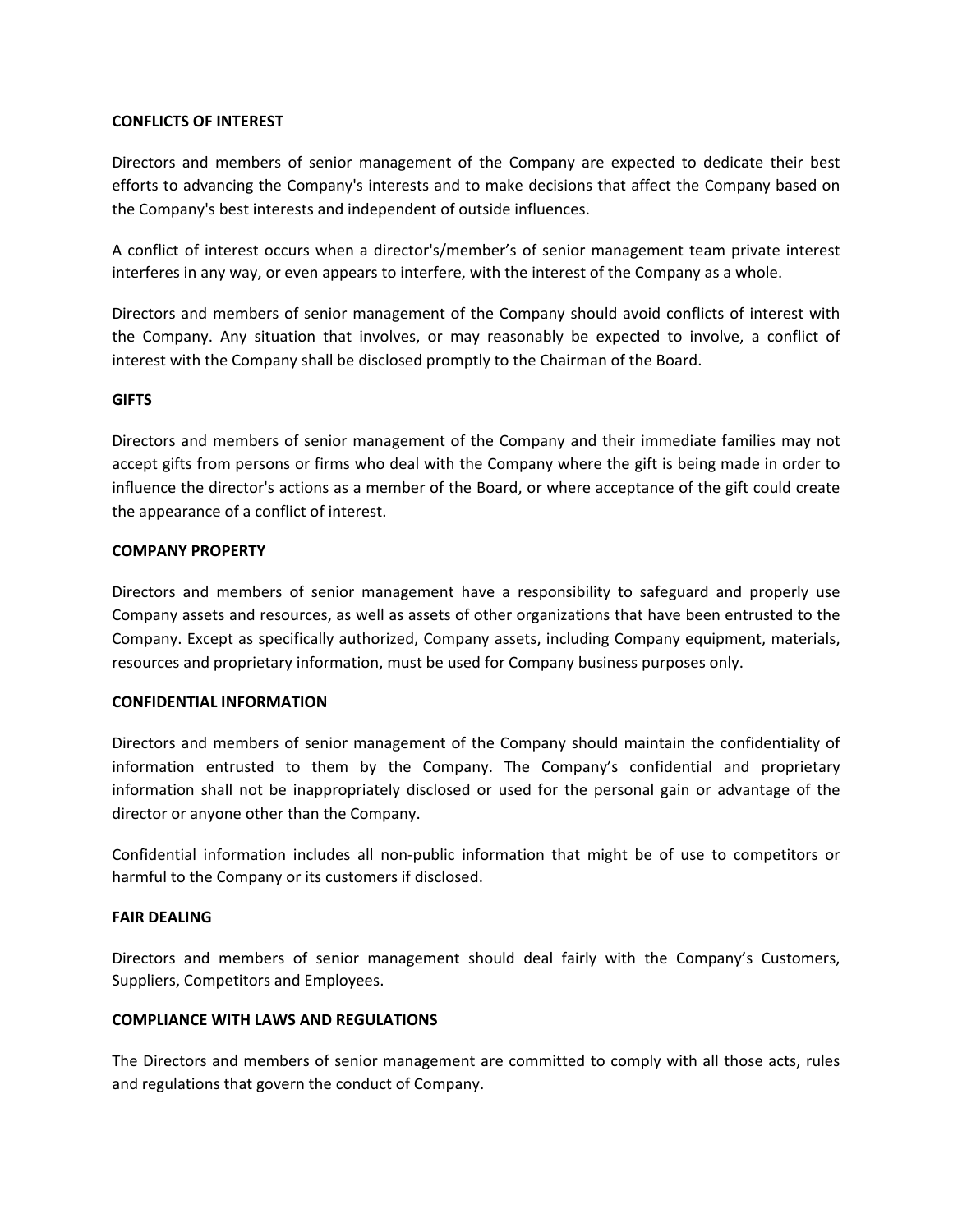**CONFLICTS OF INTEREST**

Directors and members of senior management of the Company are expected to dedicate their best efforts to advancing the Company's interests and to make decisions that affect the Company based on the Company's best interests and independent of outside influences.

A conflict of interest occurs when a director's/member's of senior management team private interest interferes in any way, or even appears to interfere, with the interest of the Company as a whole.

Directors and members of senior management of the Company should avoid conflicts of interest with the Company. Any situation that involves, or may reasonably be expected to involve, a conflict of interest with the Company shall be disclosed promptly to the Chairman of the Board.

**GIFTS**

Directors and members of senior management of the Company and their immediate families may not accept gifts from persons or firms who deal with the Company where the gift is being made in order to influence the director's actions as a member of the Board, or where acceptance of the gift could create the appearance of a conflict of interest.

**COMPANY PROPERTY**

Directors and members of senior management have a responsibility to safeguard and properly use Company assets and resources, as well as assets of other organizations that have been entrusted to the Company. Except as specifically authorized, Company assets, including Company equipment, materials, resources and proprietary information, must be used for Company business purposes only.

**CONFIDENTIAL INFORMATION**

Directors and members of senior management of the Company should maintain the confidentiality of information entrusted to them by the Company. The Company's confidential and proprietary information shall not be inappropriately disclosed or used for the personal gain or advantage of the director or anyone other than the Company.

Confidential information includes all non-public information that might be of use to competitors or harmful to the Company or its customers if disclosed.

**FAIR DEALING**

Directors and members of senior management should deal fairly with the Company's Customers, Suppliers, Competitors and Employees.

**COMPLIANCE WITH LAWS AND REGULATIONS**

The Directors and members of senior management are committed to comply with all those acts, rules and regulations that govern the conduct of Company.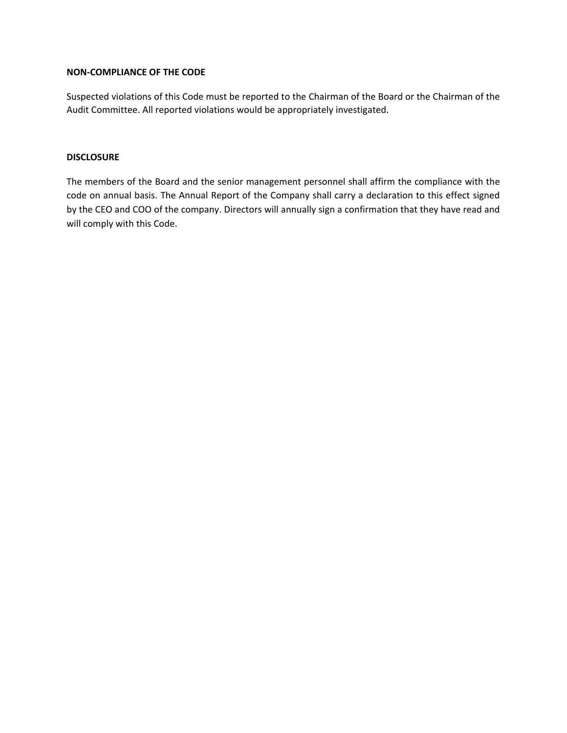## NON-COMPLIANCE OF THE CODE

Suspected violations of this Code must be reported to the Chairman of the Board or the Chairman of the Audit Committee. All reported violations would be appropriately investigated.

## DISCLOSURE

The members of the Board and the senior management personnel shall affirm the compliance with the code on annual basis. The Annual Report of the Company shall carry a declaration to this effect signed by the CEO and COO of the company. Directors will annually sign a confirmation that they have read and will comply with this Code.